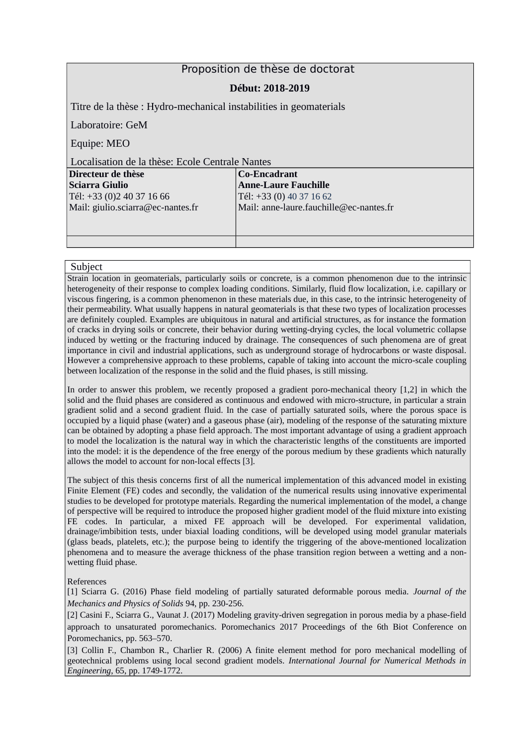# Proposition de thèse de doctorat

**Début: 2018-2019**

Titre de la thèse : Hydro-mechanical instabilities in geomaterials

Laboratoire: GeM

Equipe: MEO

Localisation de la thèse: Ecole Centrale Nantes

| **Directeur de thèse** | **Co-Encadrant** |
|---|---|
| **Sciarra Giulio** | **Anne-Laure Fauchille** |
| Tél: +33 (0)2 40 37 16 66 | Tél: +33 (0) 40 37 16 62 |
| Mail: giulio.sciarra@ec-nantes.fr | Mail: anne-laure.fauchille@ec-nantes.fr |
| | |

## Subject

Strain location in geomaterials, particularly soils or concrete, is a common phenomenon due to the intrinsic heterogeneity of their response to complex loading conditions. Similarly, fluid flow localization, i.e. capillary or viscous fingering, is a common phenomenon in these materials due, in this case, to the intrinsic heterogeneity of their permeability. What usually happens in natural geomaterials is that these two types of localization processes are definitely coupled. Examples are ubiquitous in natural and artificial structures, as for instance the formation of cracks in drying soils or concrete, their behavior during wetting-drying cycles, the local volumetric collapse induced by wetting or the fracturing induced by drainage. The consequences of such phenomena are of great importance in civil and industrial applications, such as underground storage of hydrocarbons or waste disposal. However a comprehensive approach to these problems, capable of taking into account the micro-scale coupling between localization of the response in the solid and the fluid phases, is still missing.

In order to answer this problem, we recently proposed a gradient poro-mechanical theory [1,2] in which the solid and the fluid phases are considered as continuous and endowed with micro-structure, in particular a strain gradient solid and a second gradient fluid. In the case of partially saturated soils, where the porous space is occupied by a liquid phase (water) and a gaseous phase (air), modeling of the response of the saturating mixture can be obtained by adopting a phase field approach. The most important advantage of using a gradient approach to model the localization is the natural way in which the characteristic lengths of the constituents are imported into the model: it is the dependence of the free energy of the porous medium by these gradients which naturally allows the model to account for non-local effects [3].

The subject of this thesis concerns first of all the numerical implementation of this advanced model in existing Finite Element (FE) codes and secondly, the validation of the numerical results using innovative experimental studies to be developed for prototype materials. Regarding the numerical implementation of the model, a change of perspective will be required to introduce the proposed higher gradient model of the fluid mixture into existing FE codes. In particular, a mixed FE approach will be developed. For experimental validation, drainage/imbibition tests, under biaxial loading conditions, will be developed using model granular materials (glass beads, platelets, etc.); the purpose being to identify the triggering of the above-mentioned localization phenomena and to measure the average thickness of the phase transition region between a wetting and a non-wetting fluid phase.

References

[1] Sciarra G. (2016) Phase field modeling of partially saturated deformable porous media. *Journal of the Mechanics and Physics of Solids* 94, pp. 230-256.

[2] Casini F., Sciarra G., Vaunat J. (2017) Modeling gravity-driven segregation in porous media by a phase-field approach to unsaturated poromechanics. Poromechanics 2017 Proceedings of the 6th Biot Conference on Poromechanics, pp. 563–570.

[3] Collin F., Chambon R., Charlier R. (2006) A finite element method for poro mechanical modelling of geotechnical problems using local second gradient models. *International Journal for Numerical Methods in Engineering*, 65, pp. 1749-1772.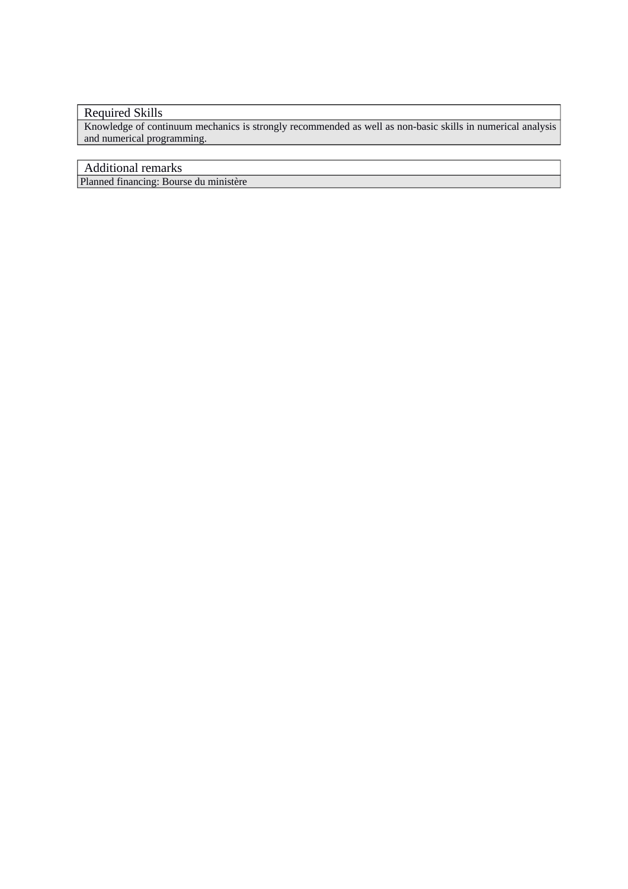## Required Skills

Knowledge of continuum mechanics is strongly recommended as well as non-basic skills in numerical analysis and numerical programming.

## Additional remarks

Planned financing: Bourse du ministère